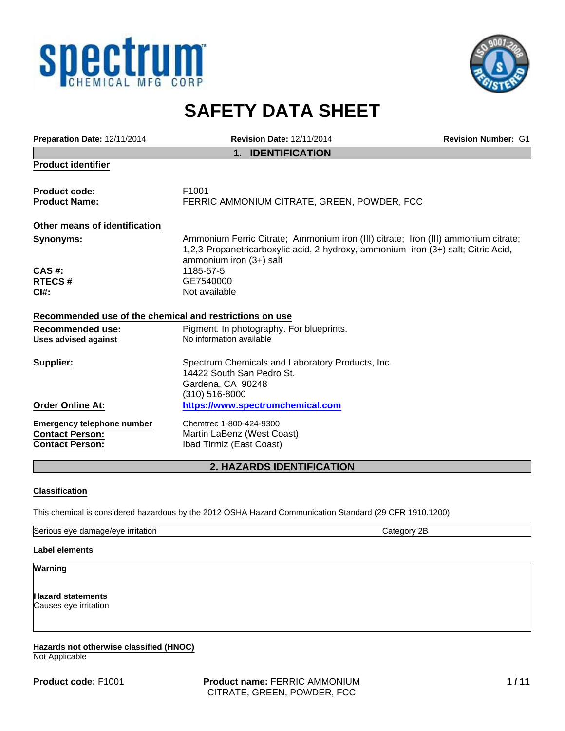# SAFETY DATA SHEET

**Preparation Date:** 12/11/2014 **Revision Date:** 12/11/2014 **Revision Number:** G1

## 1. IDENTIFICATION

**Product identifier**

| | |
|---|---|
| **Product code:** | F1001 |
| **Product Name:** | FERRIC AMMONIUM CITRATE, GREEN, POWDER, FCC |

**Other means of identification**

| | |
|---|---|
| **Synonyms:** | Ammonium Ferric Citrate; Ammonium iron (III) citrate; Iron (III) ammonium citrate; 1,2,3-Propanetricarboxylic acid, 2-hydroxy, ammonium iron (3+) salt; Citric Acid, ammonium iron (3+) salt |
| **CAS #:** | 1185-57-5 |
| **RTECS #** | GE7540000 |
| **CI#:** | Not available |

**Recommended use of the chemical and restrictions on use**

| | |
|---|---|
| **Recommended use:** | Pigment. In photography. For blueprints. |
| **Uses advised against** | No information available |

| | |
|---|---|
| **Supplier:** | Spectrum Chemicals and Laboratory Products, Inc.<br>14422 South San Pedro St.<br>Gardena, CA 90248<br>(310) 516-8000 |
| **Order Online At:** | https://www.spectrumchemical.com |
| **Emergency telephone number** | Chemtrec 1-800-424-9300 |
| **Contact Person:** | Martin LaBenz (West Coast) |
| **Contact Person:** | Ibad Tirmiz (East Coast) |

## 2. HAZARDS IDENTIFICATION

**Classification**

This chemical is considered hazardous by the 2012 OSHA Hazard Communication Standard (29 CFR 1910.1200)

| | |
|---|---|
| Serious eye damage/eye irritation | Category 2B |

**Label elements**

**Warning**

**Hazard statements**
Causes eye irritation

**Hazards not otherwise classified (HNOC)**
Not Applicable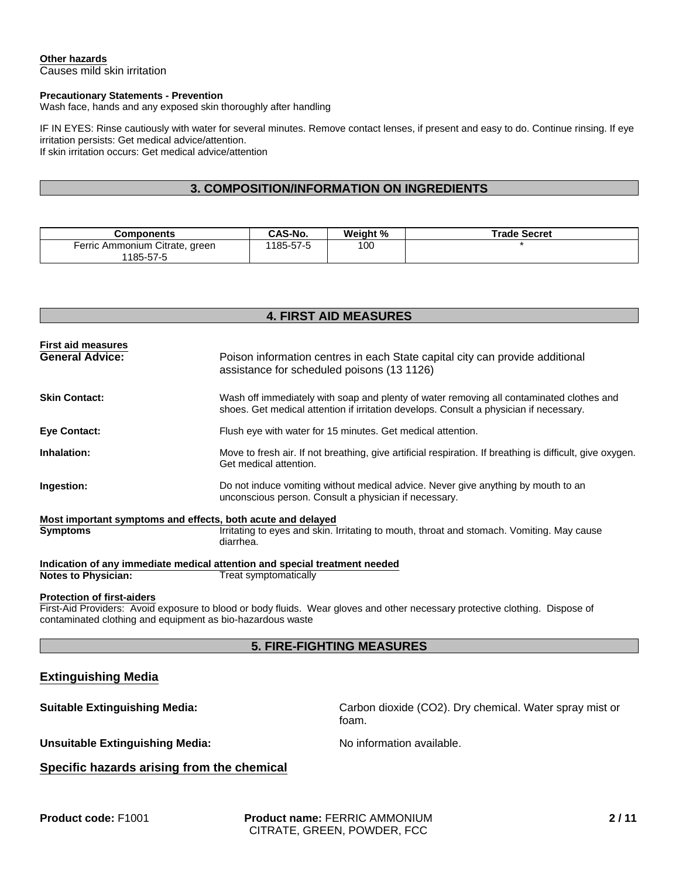**Other hazards**
Causes mild skin irritation

**Precautionary Statements - Prevention**
Wash face, hands and any exposed skin thoroughly after handling

IF IN EYES: Rinse cautiously with water for several minutes. Remove contact lenses, if present and easy to do. Continue rinsing. If eye irritation persists: Get medical advice/attention.
If skin irritation occurs: Get medical advice/attention

## 3. COMPOSITION/INFORMATION ON INGREDIENTS

| Components | CAS-No. | Weight % | Trade Secret |
|---|---|---|---|
| Ferric Ammonium Citrate, green 1185-57-5 | 1185-57-5 | 100 | * |

## 4. FIRST AID MEASURES

**First aid measures**

**General Advice:** Poison information centres in each State capital city can provide additional assistance for scheduled poisons (13 1126)

**Skin Contact:** Wash off immediately with soap and plenty of water removing all contaminated clothes and shoes. Get medical attention if irritation develops. Consult a physician if necessary.

**Eye Contact:** Flush eye with water for 15 minutes. Get medical attention.

**Inhalation:** Move to fresh air. If not breathing, give artificial respiration. If breathing is difficult, give oxygen. Get medical attention.

**Ingestion:** Do not induce vomiting without medical advice. Never give anything by mouth to an unconscious person. Consult a physician if necessary.

**Most important symptoms and effects, both acute and delayed**

**Symptoms** Irritating to eyes and skin. Irritating to mouth, throat and stomach. Vomiting. May cause diarrhea.

**Indication of any immediate medical attention and special treatment needed**

**Notes to Physician:** Treat symptomatically

**Protection of first-aiders**
First-Aid Providers: Avoid exposure to blood or body fluids. Wear gloves and other necessary protective clothing. Dispose of contaminated clothing and equipment as bio-hazardous waste

## 5. FIRE-FIGHTING MEASURES

### Extinguishing Media

**Suitable Extinguishing Media:** Carbon dioxide ($CO_2$). Dry chemical. Water spray mist or foam.

**Unsuitable Extinguishing Media:** No information available.

### Specific hazards arising from the chemical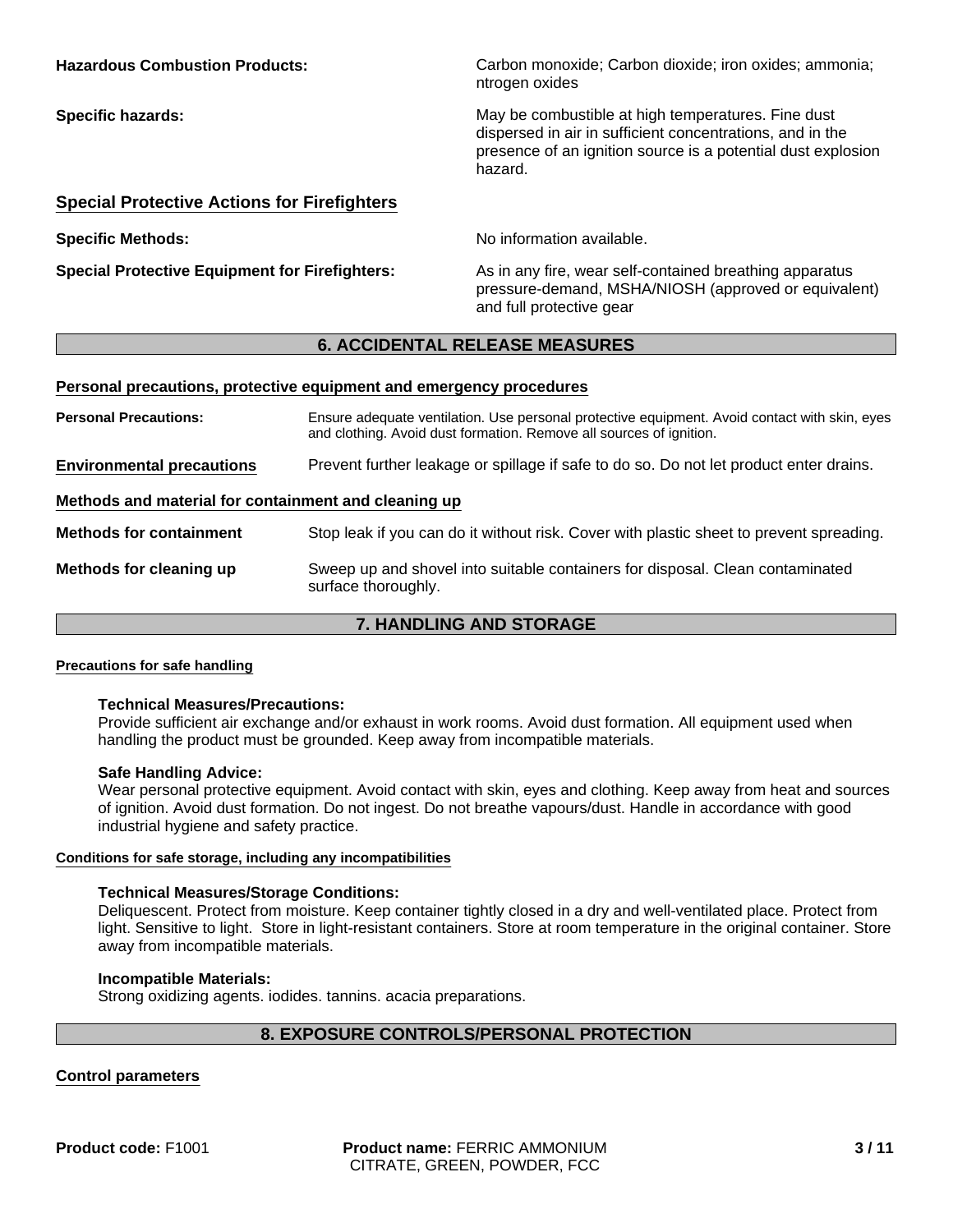**Hazardous Combustion Products:** Carbon monoxide; Carbon dioxide; iron oxides; ammonia; ntrogen oxides

**Specific hazards:** May be combustible at high temperatures. Fine dust dispersed in air in sufficient concentrations, and in the presence of an ignition source is a potential dust explosion hazard.

### Special Protective Actions for Firefighters

**Specific Methods:** No information available.

**Special Protective Equipment for Firefighters:** As in any fire, wear self-contained breathing apparatus pressure-demand, MSHA/NIOSH (approved or equivalent) and full protective gear

## 6. ACCIDENTAL RELEASE MEASURES

### Personal precautions, protective equipment and emergency procedures

**Personal Precautions:** Ensure adequate ventilation. Use personal protective equipment. Avoid contact with skin, eyes and clothing. Avoid dust formation. Remove all sources of ignition.

**Environmental precautions** Prevent further leakage or spillage if safe to do so. Do not let product enter drains.

### Methods and material for containment and cleaning up

**Methods for containment** Stop leak if you can do it without risk. Cover with plastic sheet to prevent spreading.

**Methods for cleaning up** Sweep up and shovel into suitable containers for disposal. Clean contaminated surface thoroughly.

## 7. HANDLING AND STORAGE

### Precautions for safe handling

**Technical Measures/Precautions:**
Provide sufficient air exchange and/or exhaust in work rooms. Avoid dust formation. All equipment used when handling the product must be grounded. Keep away from incompatible materials.

**Safe Handling Advice:**
Wear personal protective equipment. Avoid contact with skin, eyes and clothing. Keep away from heat and sources of ignition. Avoid dust formation. Do not ingest. Do not breathe vapours/dust. Handle in accordance with good industrial hygiene and safety practice.

### Conditions for safe storage, including any incompatibilities

**Technical Measures/Storage Conditions:**
Deliquescent. Protect from moisture. Keep container tightly closed in a dry and well-ventilated place. Protect from light. Sensitive to light. Store in light-resistant containers. Store at room temperature in the original container. Store away from incompatible materials.

**Incompatible Materials:**
Strong oxidizing agents. iodides. tannins. acacia preparations.

## 8. EXPOSURE CONTROLS/PERSONAL PROTECTION

### Control parameters

**Product code:** F1001 **Product name:** FERRIC AMMONIUM CITRATE, GREEN, POWDER, FCC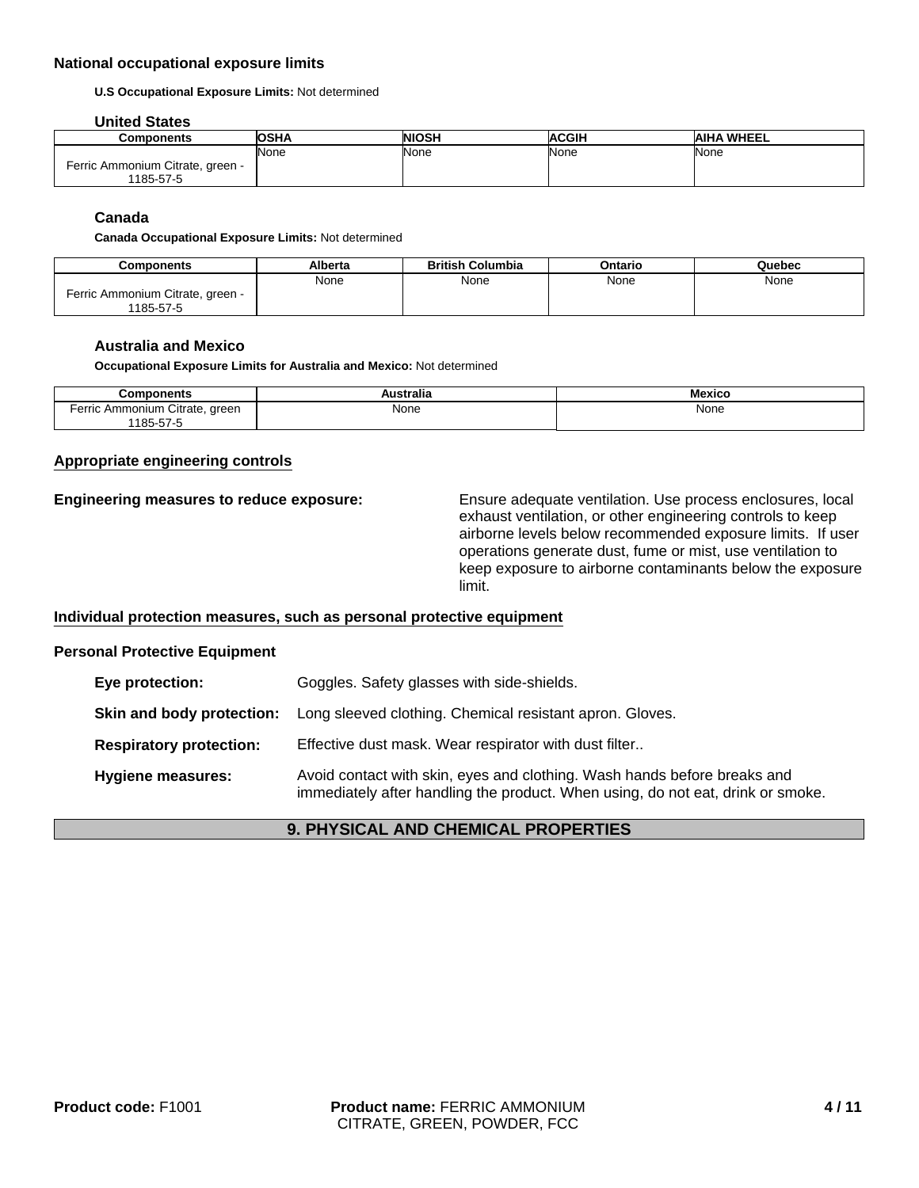### National occupational exposure limits

**U.S Occupational Exposure Limits:** Not determined

#### United States

| Components | OSHA | NIOSH | ACGIH | AIHA WHEEL |
|---|---|---|---|---|
| Ferric Ammonium Citrate, green - 1185-57-5 | None | None | None | None |

#### Canada

**Canada Occupational Exposure Limits:** Not determined

| Components | Alberta | British Columbia | Ontario | Quebec |
|---|---|---|---|---|
| Ferric Ammonium Citrate, green - 1185-57-5 | None | None | None | None |

#### Australia and Mexico

**Occupational Exposure Limits for Australia and Mexico:** Not determined

| Components | Australia | Mexico |
|---|---|---|
| Ferric Ammonium Citrate, green 1185-57-5 | None | None |

### Appropriate engineering controls

**Engineering measures to reduce exposure:** Ensure adequate ventilation. Use process enclosures, local exhaust ventilation, or other engineering controls to keep airborne levels below recommended exposure limits. If user operations generate dust, fume or mist, use ventilation to keep exposure to airborne contaminants below the exposure limit.

### Individual protection measures, such as personal protective equipment

**Personal Protective Equipment**

**Eye protection:** Goggles. Safety glasses with side-shields.

**Skin and body protection:** Long sleeved clothing. Chemical resistant apron. Gloves.

**Respiratory protection:** Effective dust mask. Wear respirator with dust filter..

**Hygiene measures:** Avoid contact with skin, eyes and clothing. Wash hands before breaks and immediately after handling the product. When using, do not eat, drink or smoke.

## 9. PHYSICAL AND CHEMICAL PROPERTIES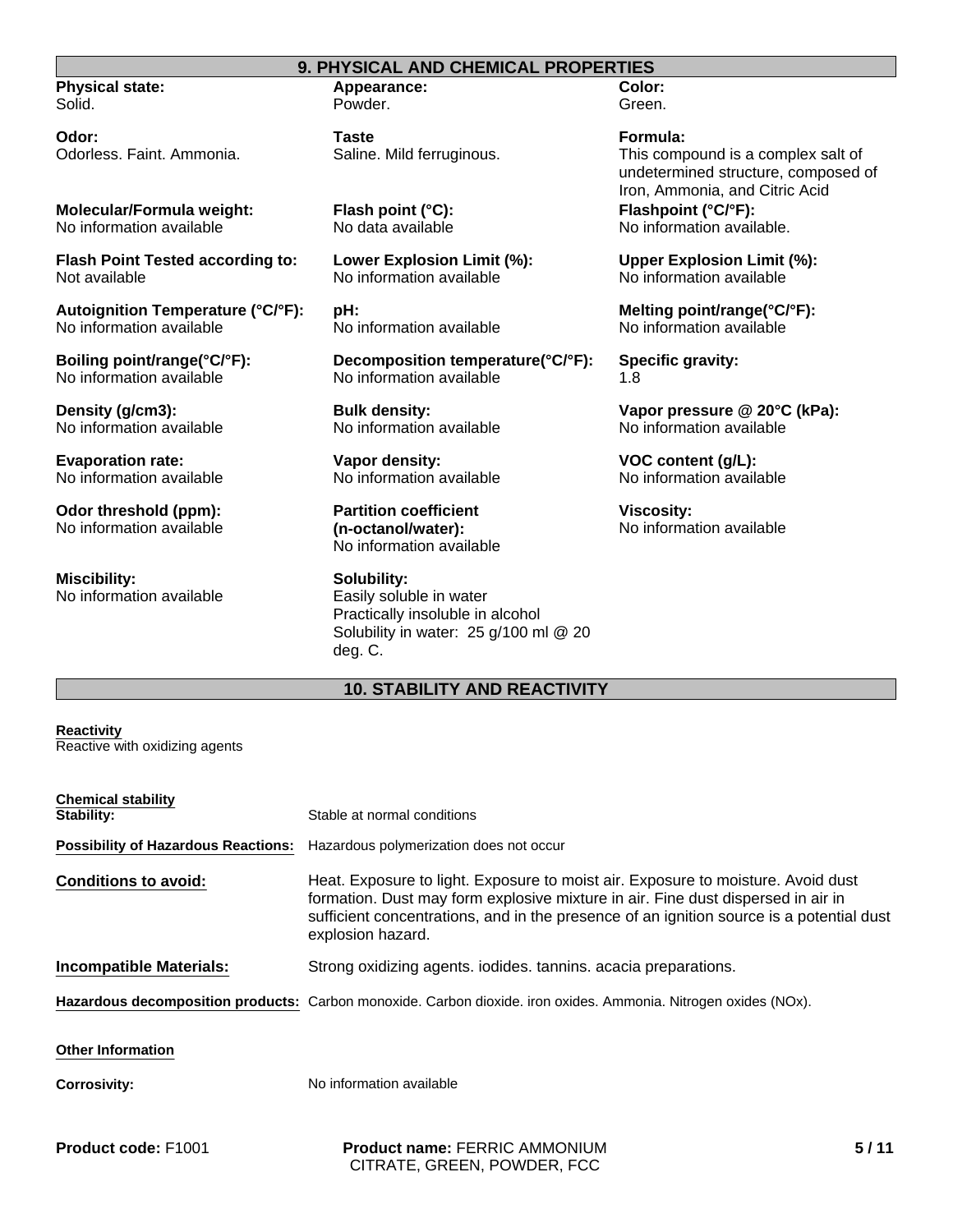## 9. PHYSICAL AND CHEMICAL PROPERTIES

**Physical state:**
Solid.

**Appearance:**
Powder.

**Color:**
Green.

**Odor:**
Odorless. Faint. Ammonia.

**Taste**
Saline. Mild ferruginous.

**Formula:**
This compound is a complex salt of undetermined structure, composed of Iron, Ammonia, and Citric Acid

**Molecular/Formula weight:**
No information available

**Flash point (°C):**
No data available

**Flashpoint (°C/°F):**
No information available.

**Flash Point Tested according to:**
Not available

**Lower Explosion Limit (%):**
No information available

**Upper Explosion Limit (%):**
No information available

**Autoignition Temperature (°C/°F):**
No information available

**pH:**
No information available

**Melting point/range(°C/°F):**
No information available

**Boiling point/range(°C/°F):**
No information available

**Decomposition temperature(°C/°F):**
No information available

**Specific gravity:**
1.8

**Density (g/cm3):**
No information available

**Bulk density:**
No information available

**Vapor pressure @ 20°C (kPa):**
No information available

**Evaporation rate:**
No information available

**Vapor density:**
No information available

**VOC content (g/L):**
No information available

**Odor threshold (ppm):**
No information available

**Partition coefficient (n-octanol/water):**
No information available

**Viscosity:**
No information available

**Miscibility:**
No information available

**Solubility:**
Easily soluble in water
Practically insoluble in alcohol
Solubility in water: 25 g/100 ml @ 20 deg. C.

## 10. STABILITY AND REACTIVITY

**Reactivity**
Reactive with oxidizing agents

**Chemical stability**

**Stability:** Stable at normal conditions

**Possibility of Hazardous Reactions:** Hazardous polymerization does not occur

**Conditions to avoid:** Heat. Exposure to light. Exposure to moist air. Exposure to moisture. Avoid dust formation. Dust may form explosive mixture in air. Fine dust dispersed in air in sufficient concentrations, and in the presence of an ignition source is a potential dust explosion hazard.

**Incompatible Materials:** Strong oxidizing agents. iodides. tannins. acacia preparations.

**Hazardous decomposition products:** Carbon monoxide. Carbon dioxide. iron oxides. Ammonia. Nitrogen oxides (NOx).

**Other Information**

**Corrosivity:** No information available

**Product code:** F1001 **Product name:** FERRIC AMMONIUM CITRATE, GREEN, POWDER, FCC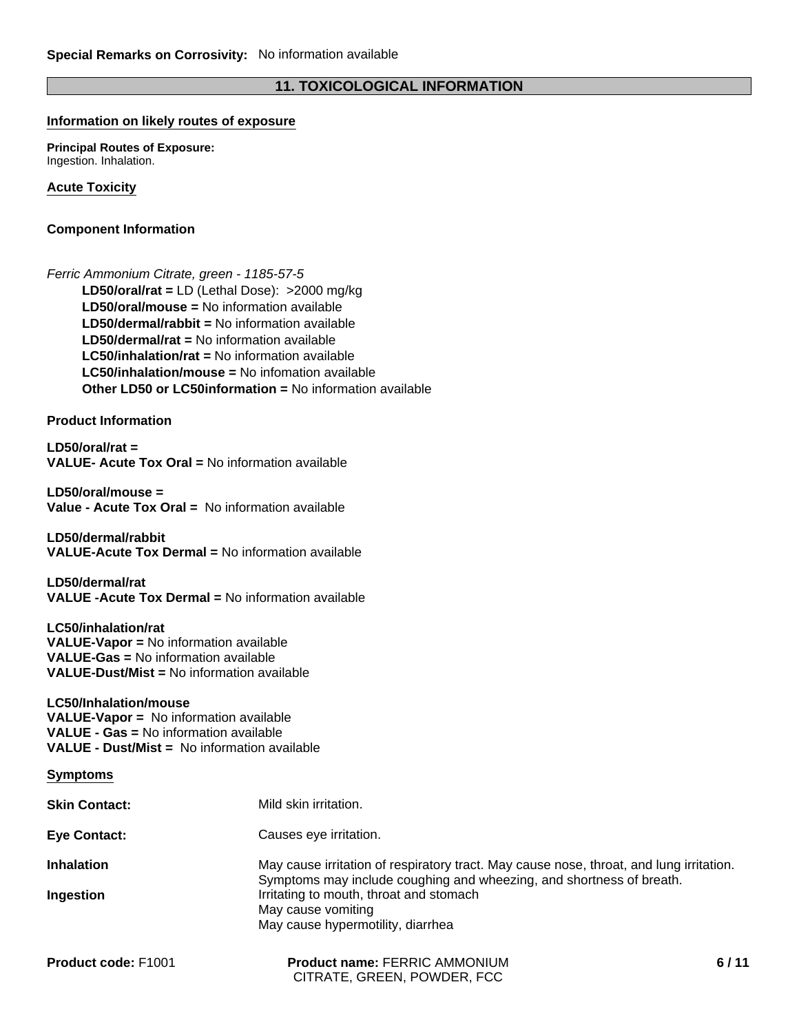**Special Remarks on Corrosivity:** No information available

## 11. TOXICOLOGICAL INFORMATION

### Information on likely routes of exposure

**Principal Routes of Exposure:**
Ingestion. Inhalation.

### Acute Toxicity

**Component Information**

*Ferric Ammonium Citrate, green - 1185-57-5*

- **LD50/oral/rat =** LD (Lethal Dose): >2000 mg/kg
- **LD50/oral/mouse =** No information available
- **LD50/dermal/rabbit =** No information available
- **LD50/dermal/rat =** No information available
- **LC50/inhalation/rat =** No information available
- **LC50/inhalation/mouse =** No infomation available
- **Other LD50 or LC50information =** No information available

**Product Information**

**LD50/oral/rat =**
**VALUE- Acute Tox Oral =** No information available

**LD50/oral/mouse =**
**Value - Acute Tox Oral =** No information available

**LD50/dermal/rabbit**
**VALUE-Acute Tox Dermal =** No information available

**LD50/dermal/rat**
**VALUE -Acute Tox Dermal =** No information available

**LC50/inhalation/rat**
**VALUE-Vapor =** No information available
**VALUE-Gas =** No information available
**VALUE-Dust/Mist =** No information available

**LC50/Inhalation/mouse**
**VALUE-Vapor =** No information available
**VALUE - Gas =** No information available
**VALUE - Dust/Mist =** No information available

### Symptoms

**Skin Contact:** Mild skin irritation.

**Eye Contact:** Causes eye irritation.

**Inhalation** May cause irritation of respiratory tract. May cause nose, throat, and lung irritation. Symptoms may include coughing and wheezing, and shortness of breath.

**Ingestion** Irritating to mouth, throat and stomach
May cause vomiting
May cause hypermotility, diarrhea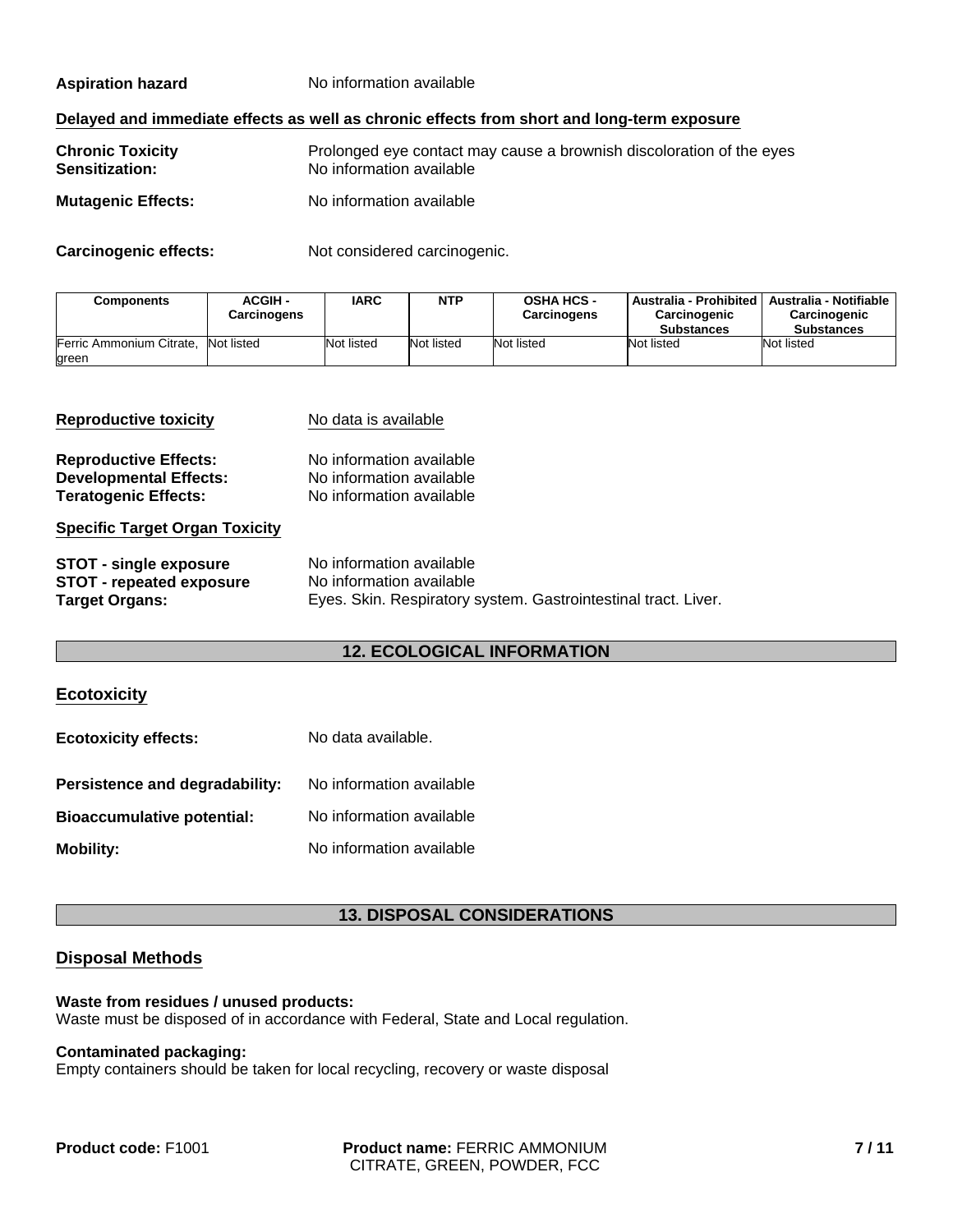**Aspiration hazard** No information available

**Delayed and immediate effects as well as chronic effects from short and long-term exposure**

**Chronic Toxicity** Prolonged eye contact may cause a brownish discoloration of the eyes
**Sensitization:** No information available

**Mutagenic Effects:** No information available

**Carcinogenic effects:** Not considered carcinogenic.

| Components | ACGIH - Carcinogens | IARC | NTP | OSHA HCS - Carcinogens | Australia - Prohibited Carcinogenic Substances | Australia - Notifiable Carcinogenic Substances |
|---|---|---|---|---|---|---|
| Ferric Ammonium Citrate, green | Not listed | Not listed | Not listed | Not listed | Not listed | Not listed |

**Reproductive toxicity** No data is available

**Reproductive Effects:** No information available
**Developmental Effects:** No information available
**Teratogenic Effects:** No information available

**Specific Target Organ Toxicity**

**STOT - single exposure** No information available
**STOT - repeated exposure** No information available
**Target Organs:** Eyes. Skin. Respiratory system. Gastrointestinal tract. Liver.

## 12. ECOLOGICAL INFORMATION

### Ecotoxicity

**Ecotoxicity effects:** No data available.

**Persistence and degradability:** No information available

**Bioaccumulative potential:** No information available

**Mobility:** No information available

## 13. DISPOSAL CONSIDERATIONS

### Disposal Methods

**Waste from residues / unused products:**
Waste must be disposed of in accordance with Federal, State and Local regulation.

**Contaminated packaging:**
Empty containers should be taken for local recycling, recovery or waste disposal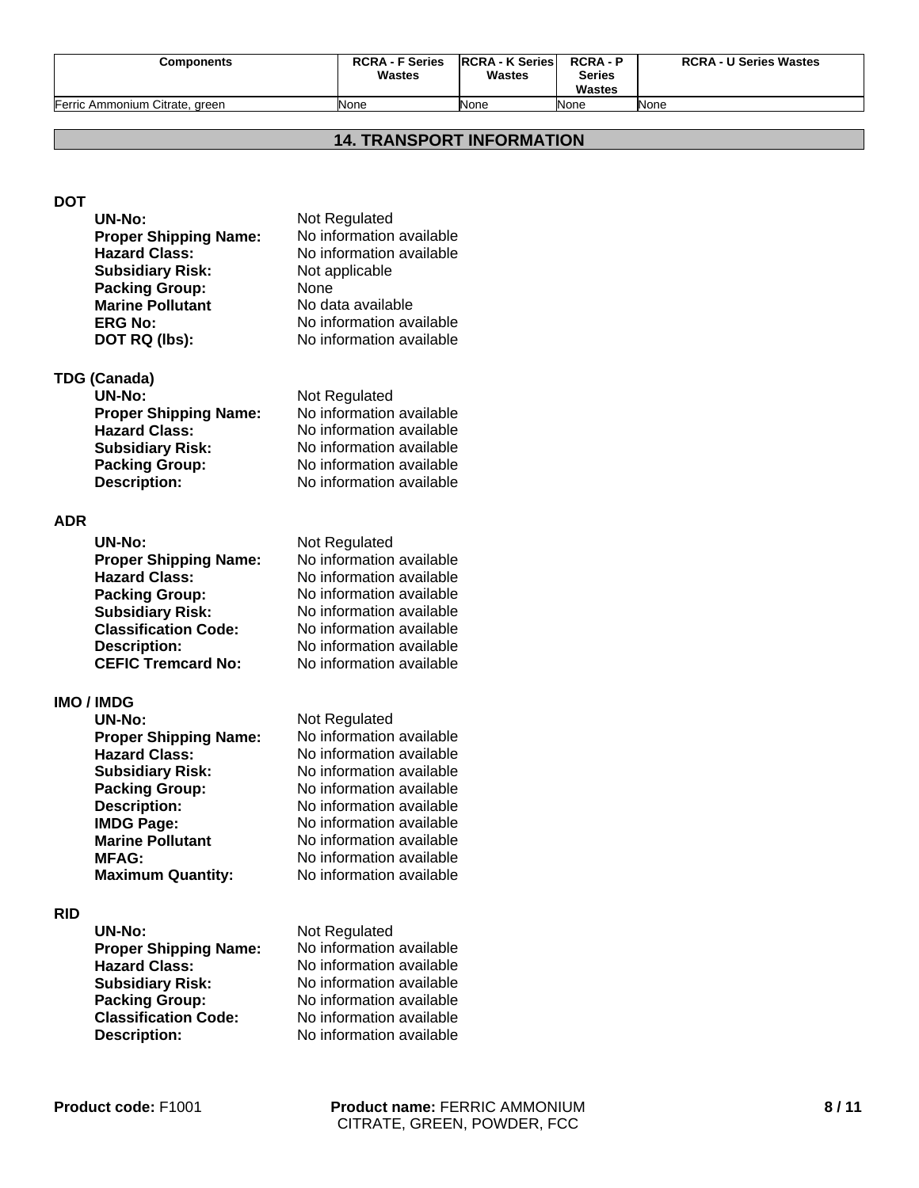| Components | RCRA - F Series Wastes | RCRA - K Series Wastes | RCRA - P Series Wastes | RCRA - U Series Wastes |
|---|---|---|---|---|
| Ferric Ammonium Citrate, green | None | None | None | None |

## 14. TRANSPORT INFORMATION

### DOT

| | |
|---|---|
| **UN-No:** | Not Regulated |
| **Proper Shipping Name:** | No information available |
| **Hazard Class:** | No information available |
| **Subsidiary Risk:** | Not applicable |
| **Packing Group:** | None |
| **Marine Pollutant** | No data available |
| **ERG No:** | No information available |
| **DOT RQ (lbs):** | No information available |

### TDG (Canada)

| | |
|---|---|
| **UN-No:** | Not Regulated |
| **Proper Shipping Name:** | No information available |
| **Hazard Class:** | No information available |
| **Subsidiary Risk:** | No information available |
| **Packing Group:** | No information available |
| **Description:** | No information available |

### ADR

| | |
|---|---|
| **UN-No:** | Not Regulated |
| **Proper Shipping Name:** | No information available |
| **Hazard Class:** | No information available |
| **Packing Group:** | No information available |
| **Subsidiary Risk:** | No information available |
| **Classification Code:** | No information available |
| **Description:** | No information available |
| **CEFIC Tremcard No:** | No information available |

### IMO / IMDG

| | |
|---|---|
| **UN-No:** | Not Regulated |
| **Proper Shipping Name:** | No information available |
| **Hazard Class:** | No information available |
| **Subsidiary Risk:** | No information available |
| **Packing Group:** | No information available |
| **Description:** | No information available |
| **IMDG Page:** | No information available |
| **Marine Pollutant** | No information available |
| **MFAG:** | No information available |
| **Maximum Quantity:** | No information available |

### RID

| | |
|---|---|
| **UN-No:** | Not Regulated |
| **Proper Shipping Name:** | No information available |
| **Hazard Class:** | No information available |
| **Subsidiary Risk:** | No information available |
| **Packing Group:** | No information available |
| **Classification Code:** | No information available |
| **Description:** | No information available |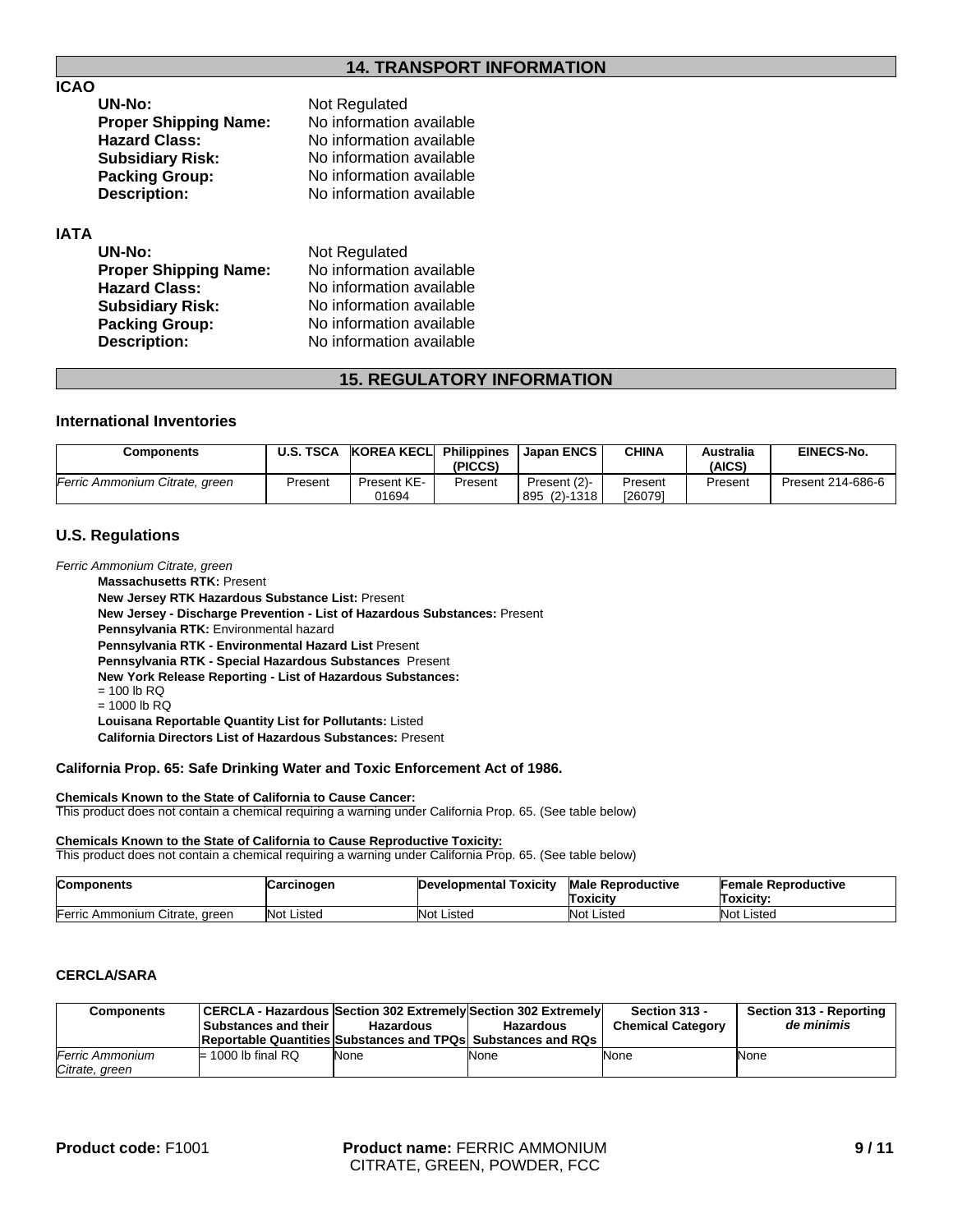## 14. TRANSPORT INFORMATION

### ICAO

| | |
|---|---|
| **UN-No:** | Not Regulated |
| **Proper Shipping Name:** | No information available |
| **Hazard Class:** | No information available |
| **Subsidiary Risk:** | No information available |
| **Packing Group:** | No information available |
| **Description:** | No information available |

### IATA

| | |
|---|---|
| **UN-No:** | Not Regulated |
| **Proper Shipping Name:** | No information available |
| **Hazard Class:** | No information available |
| **Subsidiary Risk:** | No information available |
| **Packing Group:** | No information available |
| **Description:** | No information available |

## 15. REGULATORY INFORMATION

### International Inventories

| Components | U.S. TSCA | KOREA KECL | Philippines (PICCS) | Japan ENCS | CHINA | Australia (AICS) | EINECS-No. |
|---|---|---|---|---|---|---|---|
| *Ferric Ammonium Citrate, green* | Present | Present KE-01694 | Present | Present (2)-895 (2)-1318 | Present [26079] | Present | Present 214-686-6 |

### U.S. Regulations

*Ferric Ammonium Citrate, green*

**Massachusetts RTK:** Present
**New Jersey RTK Hazardous Substance List:** Present
**New Jersey - Discharge Prevention - List of Hazardous Substances:** Present
**Pennsylvania RTK:** Environmental hazard
**Pennsylvania RTK - Environmental Hazard List** Present
**Pennsylvania RTK - Special Hazardous Substances** Present
**New York Release Reporting - List of Hazardous Substances:**
= 100 lb RQ
= 1000 lb RQ
**Louisana Reportable Quantity List for Pollutants:** Listed
**California Directors List of Hazardous Substances:** Present

#### California Prop. 65: Safe Drinking Water and Toxic Enforcement Act of 1986.

**Chemicals Known to the State of California to Cause Cancer:**
This product does not contain a chemical requiring a warning under California Prop. 65. (See table below)

**Chemicals Known to the State of California to Cause Reproductive Toxicity:**
This product does not contain a chemical requiring a warning under California Prop. 65. (See table below)

| Components | Carcinogen | Developmental Toxicity | Male Reproductive Toxicity | Female Reproductive Toxicity: |
|---|---|---|---|---|
| Ferric Ammonium Citrate, green | Not Listed | Not Listed | Not Listed | Not Listed |

### CERCLA/SARA

| Components | CERCLA - Hazardous Substances and their Reportable Quantities | Section 302 Extremely Hazardous Substances and TPQs | Section 302 Extremely Hazardous Substances and RQs | Section 313 - Chemical Category | Section 313 - Reporting *de minimis* |
|---|---|---|---|---|---|
| *Ferric Ammonium Citrate, green* | = 1000 lb final RQ | None | None | None | None |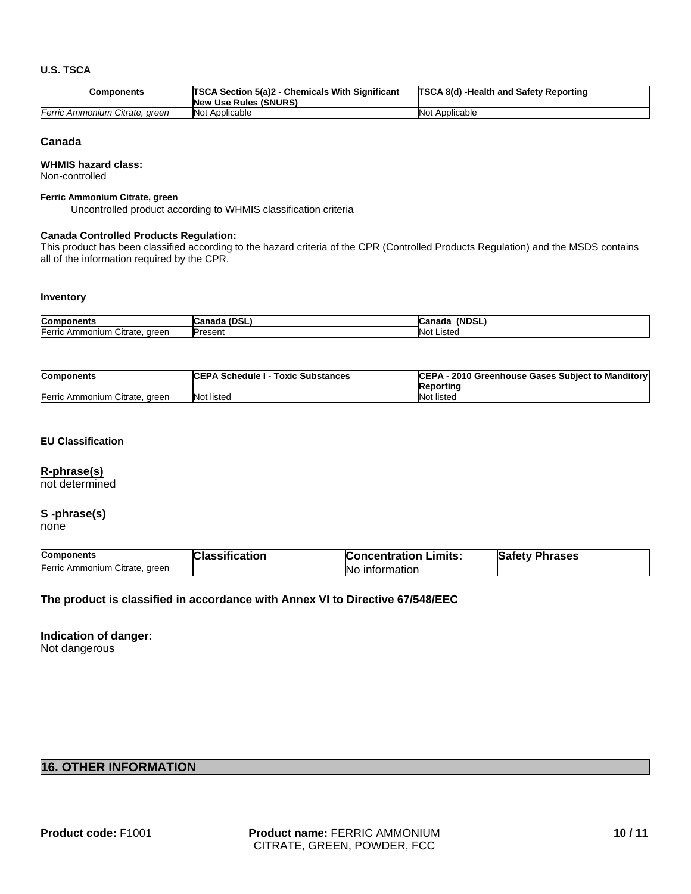**U.S. TSCA**

| Components | TSCA Section 5(a)2 - Chemicals With Significant New Use Rules (SNURS) | TSCA 8(d) -Health and Safety Reporting |
|---|---|---|
| *Ferric Ammonium Citrate, green* | Not Applicable | Not Applicable |

## Canada

**WHMIS hazard class:**
Non-controlled

**Ferric Ammonium Citrate, green**
Uncontrolled product according to WHMIS classification criteria

**Canada Controlled Products Regulation:**
This product has been classified according to the hazard criteria of the CPR (Controlled Products Regulation) and the MSDS contains all of the information required by the CPR.

**Inventory**

| Components | Canada (DSL) | Canada (NDSL) |
|---|---|---|
| Ferric Ammonium Citrate, green | Present | Not Listed |

| Components | CEPA Schedule I - Toxic Substances | CEPA - 2010 Greenhouse Gases Subject to Manditory Reporting |
|---|---|---|
| Ferric Ammonium Citrate, green | Not listed | Not listed |

**EU Classification**

**R-phrase(s)**
not determined

**S -phrase(s)**
none

| Components | Classification | Concentration Limits: | Safety Phrases |
|---|---|---|---|
| Ferric Ammonium Citrate, green | | No information | |

**The product is classified in accordance with Annex VI to Directive 67/548/EEC**

**Indication of danger:**
Not dangerous

## 16. OTHER INFORMATION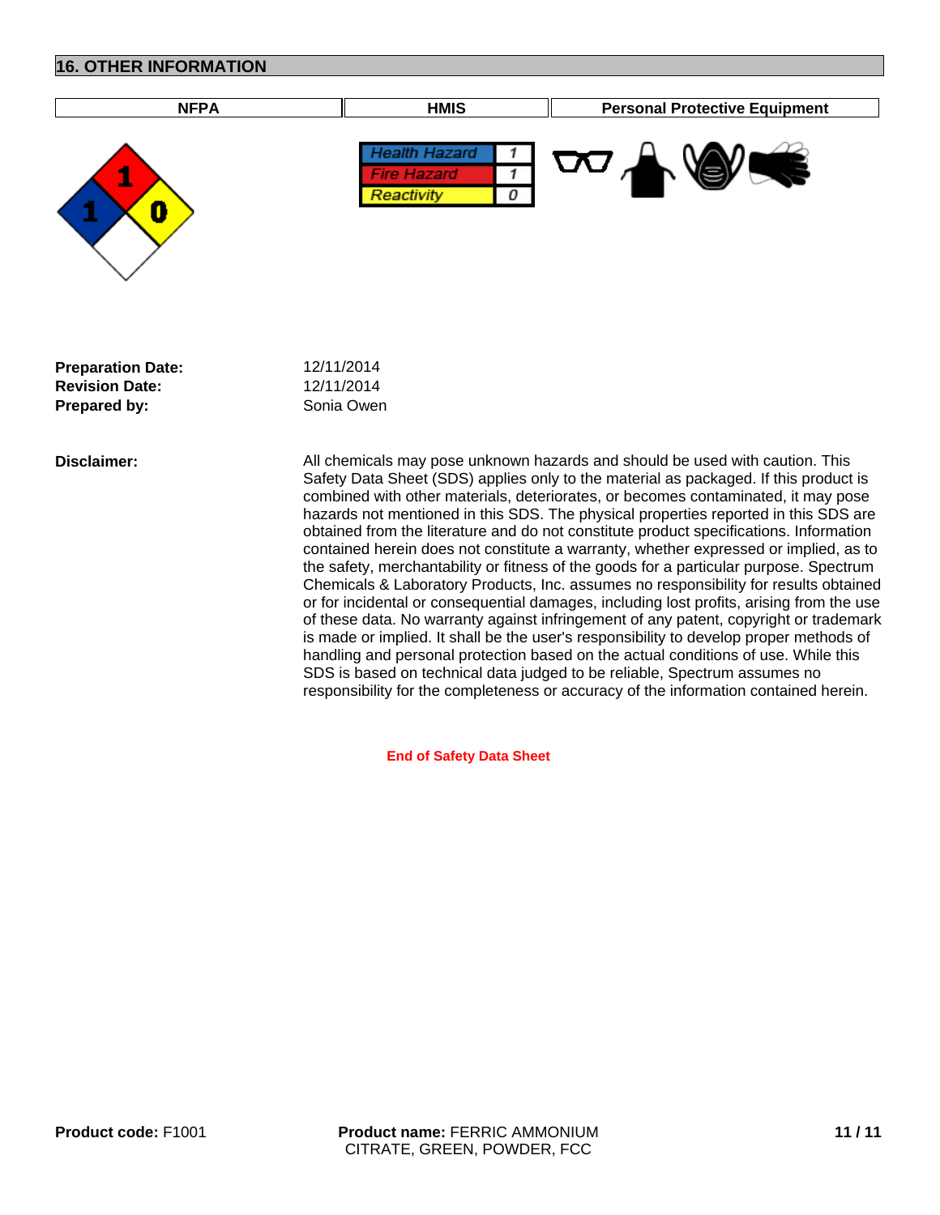## 16. OTHER INFORMATION

| NFPA | HMIS | Personal Protective Equipment |
|---|---|---|
| 1 / 1 / 0 | Health Hazard 1, Fire Hazard 1, Reactivity 0 | |

**Preparation Date:** 12/11/2014
**Revision Date:** 12/11/2014
**Prepared by:** Sonia Owen

**Disclaimer:** All chemicals may pose unknown hazards and should be used with caution. This Safety Data Sheet (SDS) applies only to the material as packaged. If this product is combined with other materials, deteriorates, or becomes contaminated, it may pose hazards not mentioned in this SDS. The physical properties reported in this SDS are obtained from the literature and do not constitute product specifications. Information contained herein does not constitute a warranty, whether expressed or implied, as to the safety, merchantability or fitness of the goods for a particular purpose. Spectrum Chemicals & Laboratory Products, Inc. assumes no responsibility for results obtained or for incidental or consequential damages, including lost profits, arising from the use of these data. No warranty against infringement of any patent, copyright or trademark is made or implied. It shall be the user's responsibility to develop proper methods of handling and personal protection based on the actual conditions of use. While this SDS is based on technical data judged to be reliable, Spectrum assumes no responsibility for the completeness or accuracy of the information contained herein.

**End of Safety Data Sheet**